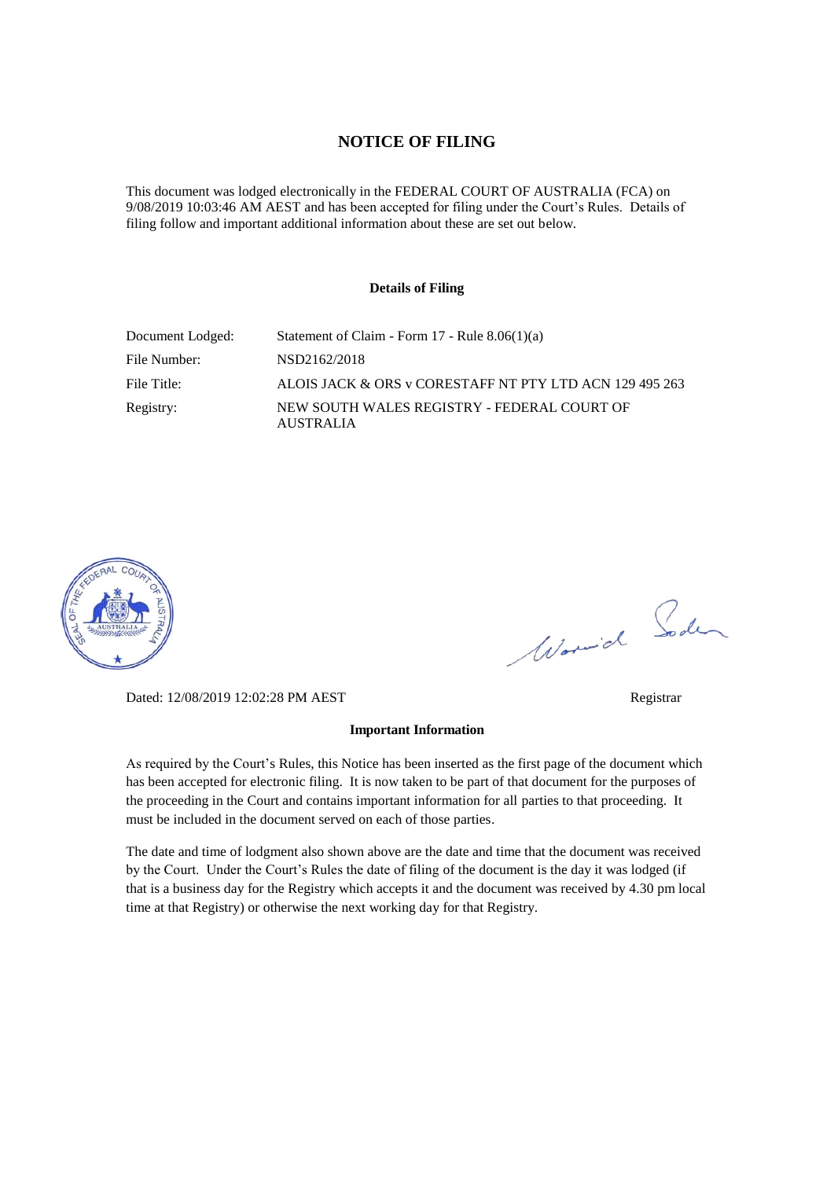# NOTICE OF FILING

This document was lodged electronically in the FEDERAL COURT OF AUSTRALIA (FCA) on 9/08/2019 10:03:46 AM AEST and has been accepted for filing under the Court's Rules. Details of filing follow and important additional information about these are set out below.

### Details of Filing

| | |
|---|---|
| Document Lodged: | Statement of Claim - Form 17 - Rule 8.06(1)(a) |
| File Number: | NSD2162/2018 |
| File Title: | ALOIS JACK & ORS v CORESTAFF NT PTY LTD ACN 129 495 263 |
| Registry: | NEW SOUTH WALES REGISTRY - FEDERAL COURT OF AUSTRALIA |

Dated: 12/08/2019 12:02:28 PM AEST

Registrar

### Important Information

As required by the Court's Rules, this Notice has been inserted as the first page of the document which has been accepted for electronic filing. It is now taken to be part of that document for the purposes of the proceeding in the Court and contains important information for all parties to that proceeding. It must be included in the document served on each of those parties.

The date and time of lodgment also shown above are the date and time that the document was received by the Court. Under the Court's Rules the date of filing of the document is the day it was lodged (if that is a business day for the Registry which accepts it and the document was received by 4.30 pm local time at that Registry) or otherwise the next working day for that Registry.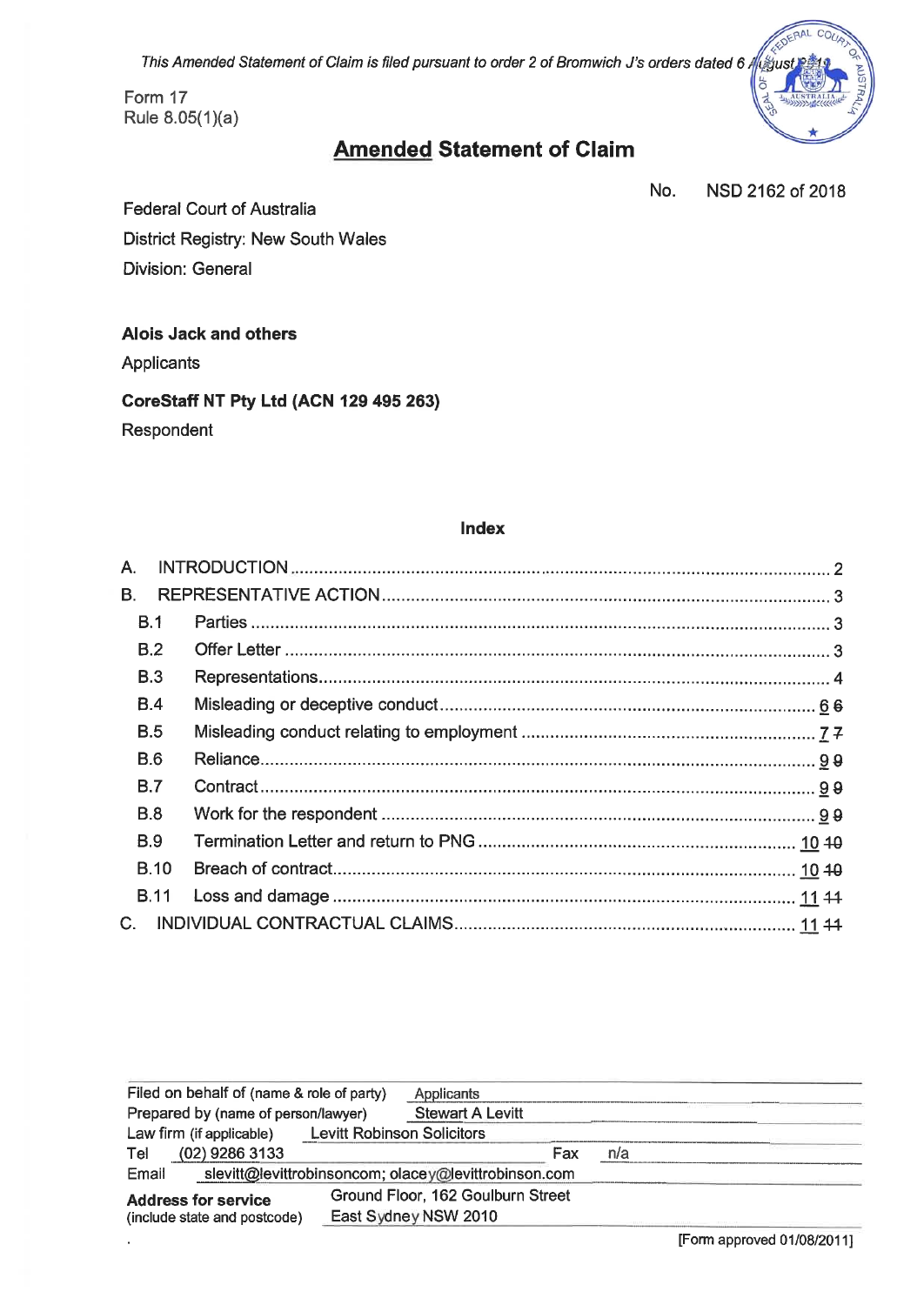*This Amended Statement of Claim is filed pursuant to order 2 of Bromwich J's orders dated 6 August 2019*

Form 17
Rule 8.05(1)(a)

# Amended Statement of Claim

No. NSD 2162 of 2018

Federal Court of Australia
District Registry: New South Wales
Division: General

**Alois Jack and others**
Applicants

**CoreStaff NT Pty Ltd (ACN 129 495 263)**
Respondent

### Index

| | | |
|---|---|---|
| A. | INTRODUCTION | 2 |
| B. | REPRESENTATIVE ACTION | 3 |
| B.1 | Parties | 3 |
| B.2 | Offer Letter | 3 |
| B.3 | Representations | 4 |
| B.4 | Misleading or deceptive conduct | 6 ~~6~~ |
| B.5 | Misleading conduct relating to employment | 7 ~~7~~ |
| B.6 | Reliance | 9 ~~9~~ |
| B.7 | Contract | 9 ~~9~~ |
| B.8 | Work for the respondent | 9 ~~9~~ |
| B.9 | Termination Letter and return to PNG | 10 ~~10~~ |
| B.10 | Breach of contract | 10 ~~10~~ |
| B.11 | Loss and damage | 11 ~~11~~ |
| C. | INDIVIDUAL CONTRACTUAL CLAIMS | 11 ~~11~~ |

| | | | |
|---|---|---|---|
| Filed on behalf of (name & role of party) | Applicants | | |
| Prepared by (name of person/lawyer) | Stewart A Levitt | | |
| Law firm (if applicable) | Levitt Robinson Solicitors | | |
| Tel | (02) 9286 3133 | Fax | n/a |
| Email | slevitt@levittrobinsoncom; olacey@levittrobinson.com | | |
| **Address for service** (include state and postcode) | Ground Floor, 162 Goulburn Street East Sydney NSW 2010 | | |

[Form approved 01/08/2011]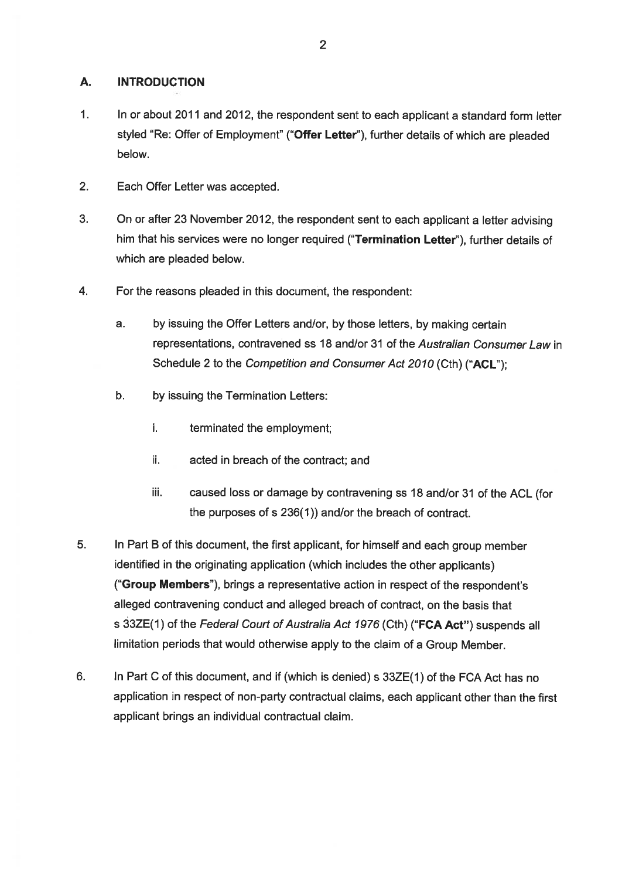## A. INTRODUCTION

1. In or about 2011 and 2012, the respondent sent to each applicant a standard form letter styled "Re: Offer of Employment" ("**Offer Letter**"), further details of which are pleaded below.

2. Each Offer Letter was accepted.

3. On or after 23 November 2012, the respondent sent to each applicant a letter advising him that his services were no longer required ("**Termination Letter**"), further details of which are pleaded below.

4. For the reasons pleaded in this document, the respondent:

   a. by issuing the Offer Letters and/or, by those letters, by making certain representations, contravened ss 18 and/or 31 of the *Australian Consumer Law* in Schedule 2 to the *Competition and Consumer Act 2010* (Cth) ("**ACL**");

   b. by issuing the Termination Letters:

      i. terminated the employment;

      ii. acted in breach of the contract; and

      iii. caused loss or damage by contravening ss 18 and/or 31 of the ACL (for the purposes of s 236(1)) and/or the breach of contract.

5. In Part B of this document, the first applicant, for himself and each group member identified in the originating application (which includes the other applicants) ("**Group Members**"), brings a representative action in respect of the respondent's alleged contravening conduct and alleged breach of contract, on the basis that s 33ZE(1) of the *Federal Court of Australia Act 1976* (Cth) ("**FCA Act**") suspends all limitation periods that would otherwise apply to the claim of a Group Member.

6. In Part C of this document, and if (which is denied) s 33ZE(1) of the FCA Act has no application in respect of non-party contractual claims, each applicant other than the first applicant brings an individual contractual claim.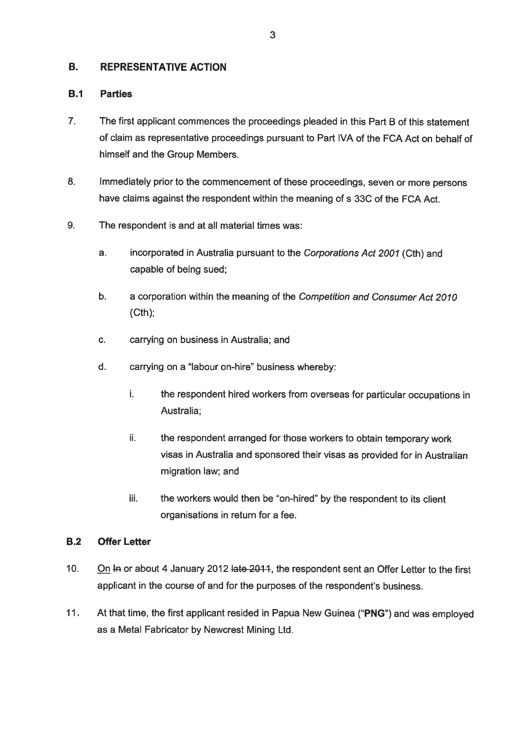## B. REPRESENTATIVE ACTION

### B.1 Parties

7. The first applicant commences the proceedings pleaded in this Part B of this statement of claim as representative proceedings pursuant to Part IVA of the FCA Act on behalf of himself and the Group Members.

8. Immediately prior to the commencement of these proceedings, seven or more persons have claims against the respondent within the meaning of s 33C of the FCA Act.

9. The respondent is and at all material times was:

   a. incorporated in Australia pursuant to the *Corporations Act 2001* (Cth) and capable of being sued;

   b. a corporation within the meaning of the *Competition and Consumer Act 2010* (Cth);

   c. carrying on business in Australia; and

   d. carrying on a "labour on-hire" business whereby:

      i. the respondent hired workers from overseas for particular occupations in Australia;

      ii. the respondent arranged for those workers to obtain temporary work visas in Australia and sponsored their visas as provided for in Australian migration law; and

      iii. the workers would then be "on-hired" by the respondent to its client organisations in return for a fee.

### B.2 Offer Letter

10. <u>On</u> ~~In~~ or about 4 January 2012 ~~late 2011~~, the respondent sent an Offer Letter to the first applicant in the course of and for the purposes of the respondent's business.

11. At that time, the first applicant resided in Papua New Guinea ("**PNG**") and was employed as a Metal Fabricator by Newcrest Mining Ltd.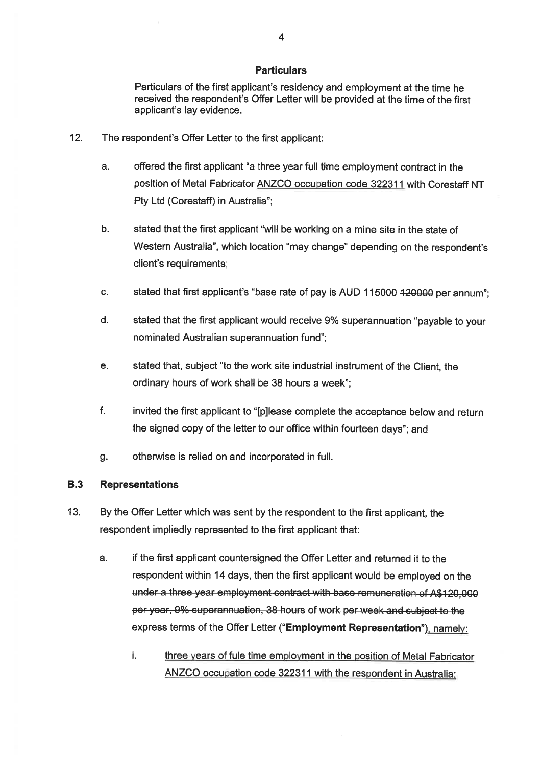**Particulars**

Particulars of the first applicant's residency and employment at the time he received the respondent's Offer Letter will be provided at the time of the first applicant's lay evidence.

12. The respondent's Offer Letter to the first applicant:

    a. offered the first applicant "a three year full time employment contract in the position of Metal Fabricator <u>ANZCO occupation code 322311</u> with Corestaff NT Pty Ltd (Corestaff) in Australia";

    b. stated that the first applicant "will be working on a mine site in the state of Western Australia", which location "may change" depending on the respondent's client's requirements;

    c. stated that first applicant's "base rate of pay is AUD 115000 ~~120000~~ per annum";

    d. stated that the first applicant would receive 9% superannuation "payable to your nominated Australian superannuation fund";

    e. stated that, subject "to the work site industrial instrument of the Client, the ordinary hours of work shall be 38 hours a week";

    f. invited the first applicant to "[p]lease complete the acceptance below and return the signed copy of the letter to our office within fourteen days"; and

    g. otherwise is relied on and incorporated in full.

### B.3 Representations

13. By the Offer Letter which was sent by the respondent to the first applicant, the respondent impliedly represented to the first applicant that:

    a. if the first applicant countersigned the Offer Letter and returned it to the respondent within 14 days, then the first applicant would be employed on the ~~under a three year employment contract with base remuneration of A$120,000 per year, 9% superannuation, 38 hours of work per week and subject to the express~~ terms of the Offer Letter ("**Employment Representation**")<u>, namely:</u>

        i. <u>three years of fule time employment in the position of Metal Fabricator ANZCO occupation code 322311 with the respondent in Australia;</u>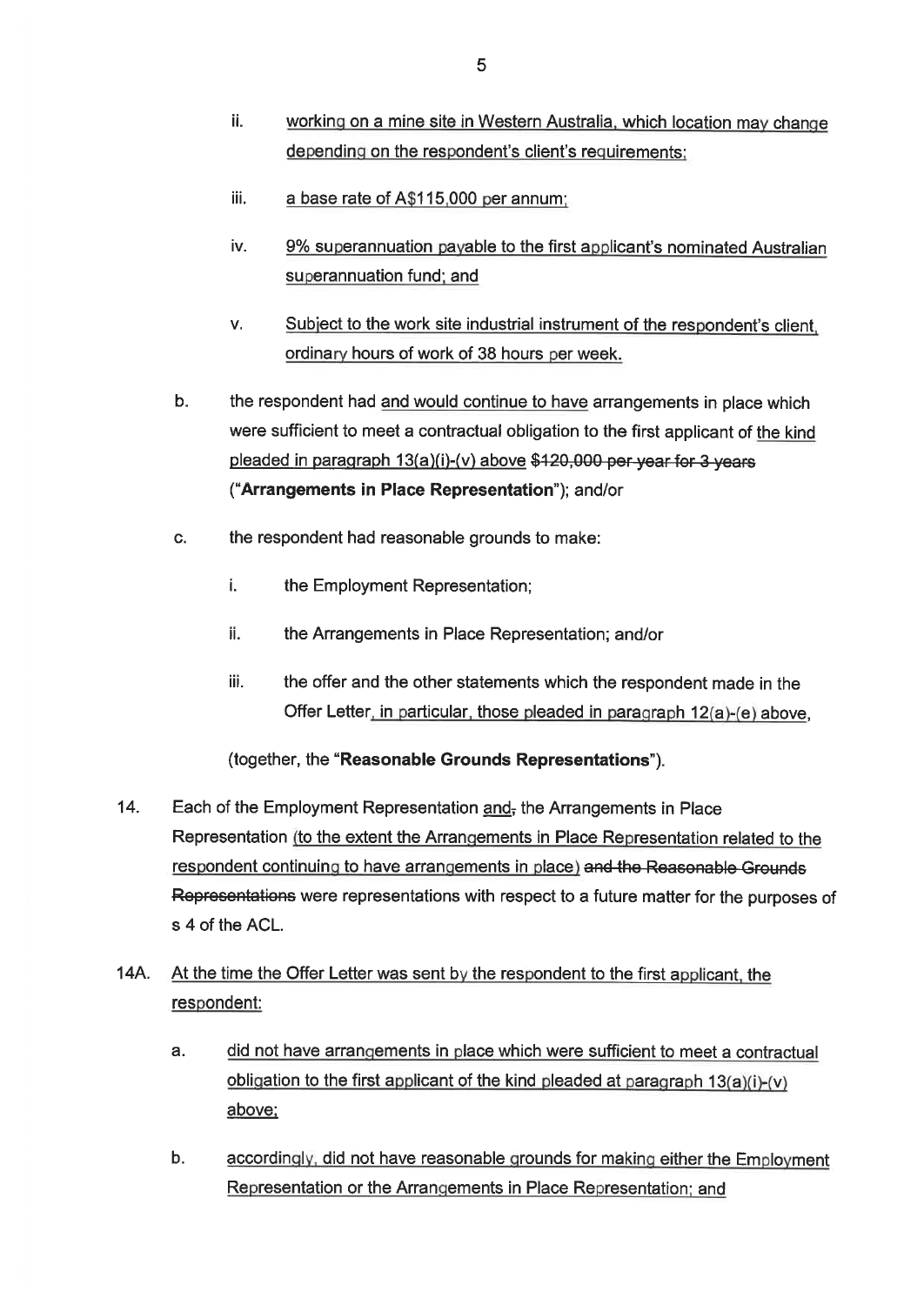ii. working on a mine site in Western Australia, which location may change depending on the respondent's client's requirements;

iii. a base rate of A$115,000 per annum;

iv. 9% superannuation payable to the first applicant's nominated Australian superannuation fund; and

v. Subject to the work site industrial instrument of the respondent's client, ordinary hours of work of 38 hours per week.

b. the respondent had and would continue to have arrangements in place which were sufficient to meet a contractual obligation to the first applicant of the kind pleaded in paragraph 13(a)(i)-(v) above ~~$120,000 per year for 3 years~~ (**"Arrangements in Place Representation"**); and/or

c. the respondent had reasonable grounds to make:

i. the Employment Representation;

ii. the Arrangements in Place Representation; and/or

iii. the offer and the other statements which the respondent made in the Offer Letter, in particular, those pleaded in paragraph 12(a)-(e) above,

(together, the **"Reasonable Grounds Representations"**).

14. Each of the Employment Representation and~~,~~ the Arrangements in Place Representation (to the extent the Arrangements in Place Representation related to the respondent continuing to have arrangements in place) ~~and the Reasonable Grounds Representations~~ were representations with respect to a future matter for the purposes of s 4 of the ACL.

14A. At the time the Offer Letter was sent by the respondent to the first applicant, the respondent:

a. did not have arrangements in place which were sufficient to meet a contractual obligation to the first applicant of the kind pleaded at paragraph 13(a)(i)-(v) above;

b. accordingly, did not have reasonable grounds for making either the Employment Representation or the Arrangements in Place Representation; and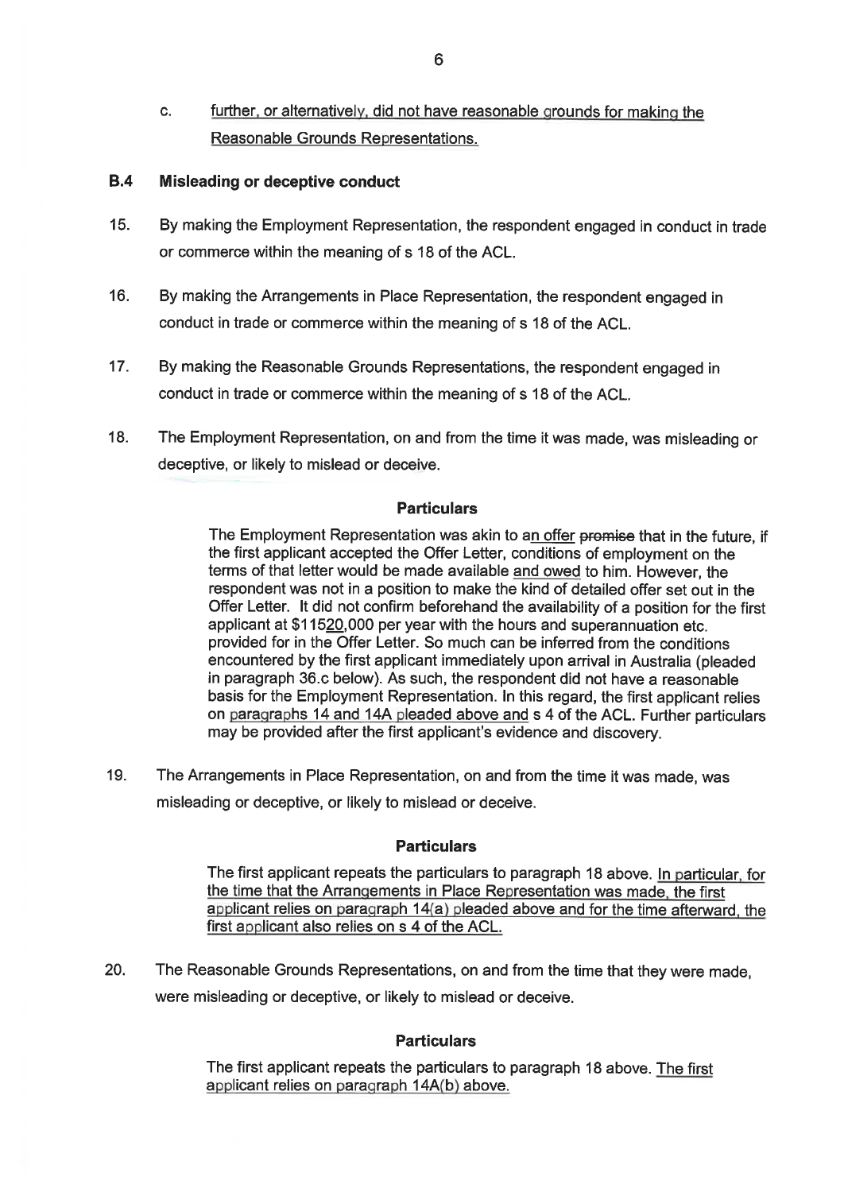c. further, or alternatively, did not have reasonable grounds for making the Reasonable Grounds Representations.

### B.4 Misleading or deceptive conduct

15. By making the Employment Representation, the respondent engaged in conduct in trade or commerce within the meaning of s 18 of the ACL.

16. By making the Arrangements in Place Representation, the respondent engaged in conduct in trade or commerce within the meaning of s 18 of the ACL.

17. By making the Reasonable Grounds Representations, the respondent engaged in conduct in trade or commerce within the meaning of s 18 of the ACL.

18. The Employment Representation, on and from the time it was made, was misleading or deceptive, or likely to mislead or deceive.

**Particulars**

The Employment Representation was akin to an offer ~~promise~~ that in the future, if the first applicant accepted the Offer Letter, conditions of employment on the terms of that letter would be made available and owed to him. However, the respondent was not in a position to make the kind of detailed offer set out in the Offer Letter. It did not confirm beforehand the availability of a position for the first applicant at $11520,000 per year with the hours and superannuation etc. provided for in the Offer Letter. So much can be inferred from the conditions encountered by the first applicant immediately upon arrival in Australia (pleaded in paragraph 36.c below). As such, the respondent did not have a reasonable basis for the Employment Representation. In this regard, the first applicant relies on paragraphs 14 and 14A pleaded above and s 4 of the ACL. Further particulars may be provided after the first applicant's evidence and discovery.

19. The Arrangements in Place Representation, on and from the time it was made, was misleading or deceptive, or likely to mislead or deceive.

**Particulars**

The first applicant repeats the particulars to paragraph 18 above. In particular, for the time that the Arrangements in Place Representation was made, the first applicant relies on paragraph 14(a) pleaded above and for the time afterward, the first applicant also relies on s 4 of the ACL.

20. The Reasonable Grounds Representations, on and from the time that they were made, were misleading or deceptive, or likely to mislead or deceive.

**Particulars**

The first applicant repeats the particulars to paragraph 18 above. The first applicant relies on paragraph 14A(b) above.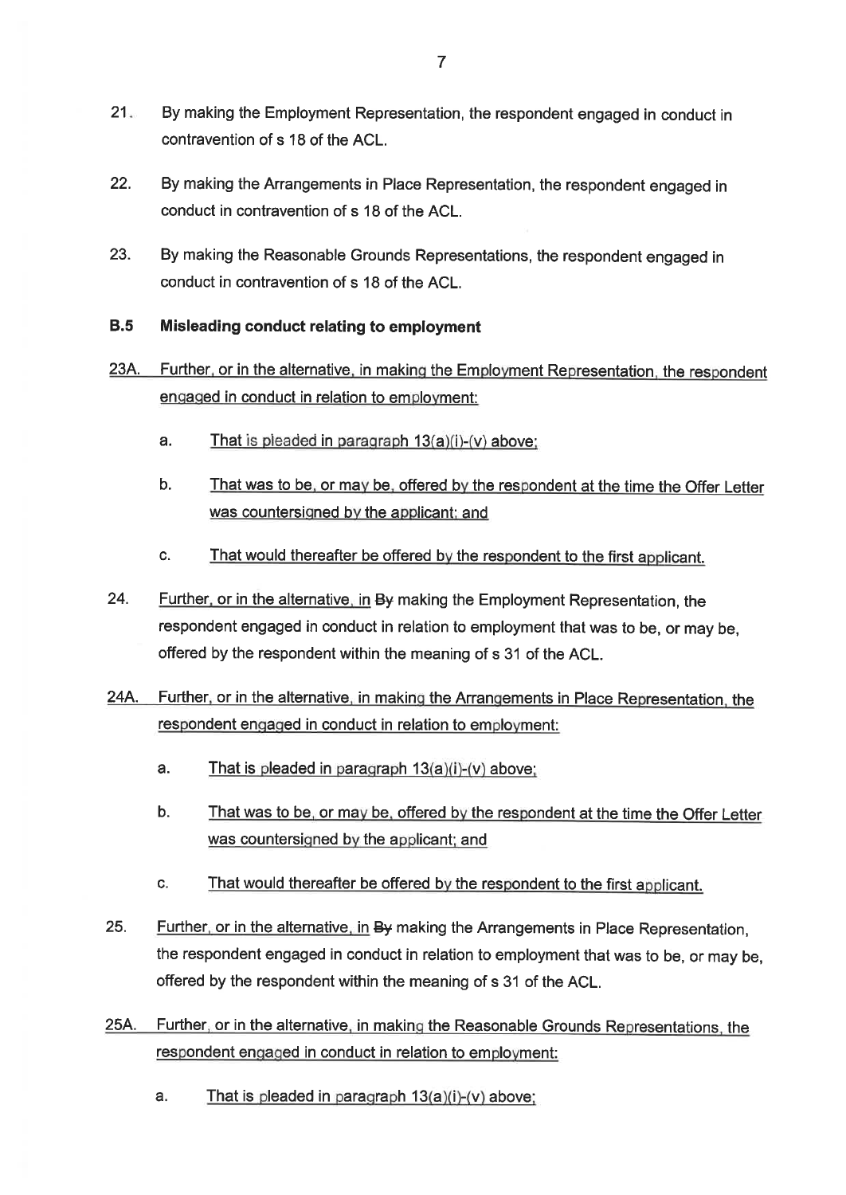21. By making the Employment Representation, the respondent engaged in conduct in contravention of s 18 of the ACL.

22. By making the Arrangements in Place Representation, the respondent engaged in conduct in contravention of s 18 of the ACL.

23. By making the Reasonable Grounds Representations, the respondent engaged in conduct in contravention of s 18 of the ACL.

**B.5 Misleading conduct relating to employment**

23A. Further, or in the alternative, in making the Employment Representation, the respondent engaged in conduct in relation to employment:

a. That is pleaded in paragraph 13(a)(i)-(v) above;

b. That was to be, or may be, offered by the respondent at the time the Offer Letter was countersigned by the applicant; and

c. That would thereafter be offered by the respondent to the first applicant.

24. Further, or in the alternative, in ~~By~~ making the Employment Representation, the respondent engaged in conduct in relation to employment that was to be, or may be, offered by the respondent within the meaning of s 31 of the ACL.

24A. Further, or in the alternative, in making the Arrangements in Place Representation, the respondent engaged in conduct in relation to employment:

a. That is pleaded in paragraph 13(a)(i)-(v) above;

b. That was to be, or may be, offered by the respondent at the time the Offer Letter was countersigned by the applicant; and

c. That would thereafter be offered by the respondent to the first applicant.

25. Further, or in the alternative, in ~~By~~ making the Arrangements in Place Representation, the respondent engaged in conduct in relation to employment that was to be, or may be, offered by the respondent within the meaning of s 31 of the ACL.

25A. Further, or in the alternative, in making the Reasonable Grounds Representations, the respondent engaged in conduct in relation to employment:

a. That is pleaded in paragraph 13(a)(i)-(v) above;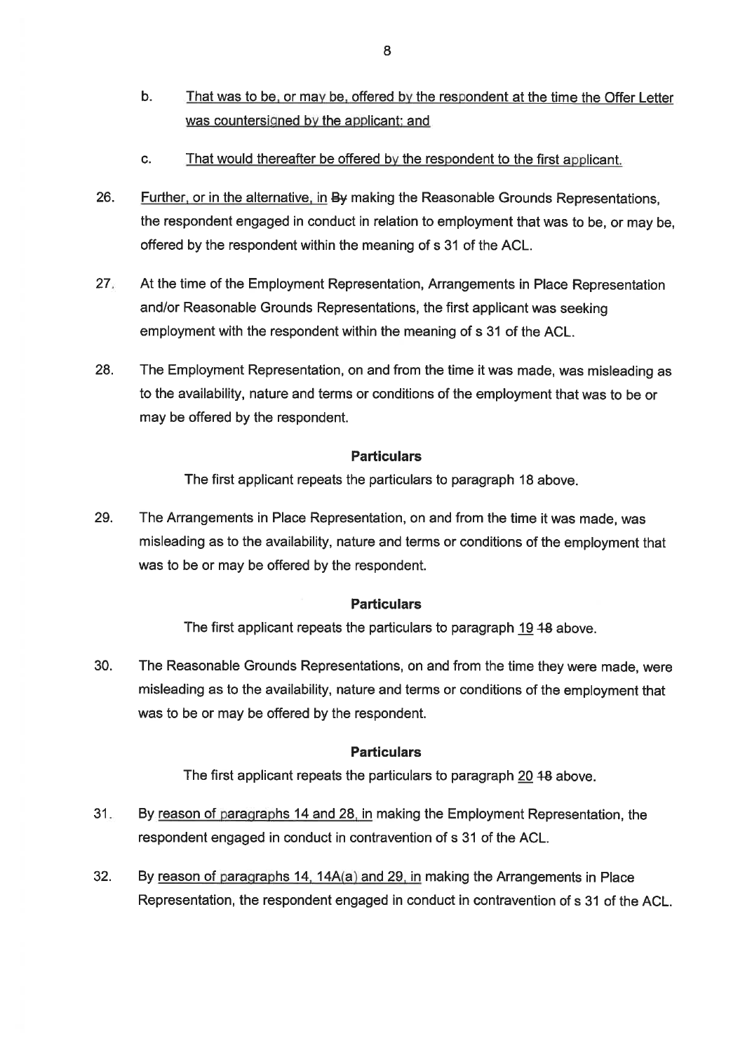b. That was to be, or may be, offered by the respondent at the time the Offer Letter was countersigned by the applicant; and

c. That would thereafter be offered by the respondent to the first applicant.

26. Further, or in the alternative, in ~~By~~ making the Reasonable Grounds Representations, the respondent engaged in conduct in relation to employment that was to be, or may be, offered by the respondent within the meaning of s 31 of the ACL.

27. At the time of the Employment Representation, Arrangements in Place Representation and/or Reasonable Grounds Representations, the first applicant was seeking employment with the respondent within the meaning of s 31 of the ACL.

28. The Employment Representation, on and from the time it was made, was misleading as to the availability, nature and terms or conditions of the employment that was to be or may be offered by the respondent.

**Particulars**

The first applicant repeats the particulars to paragraph 18 above.

29. The Arrangements in Place Representation, on and from the time it was made, was misleading as to the availability, nature and terms or conditions of the employment that was to be or may be offered by the respondent.

**Particulars**

The first applicant repeats the particulars to paragraph 19 ~~18~~ above.

30. The Reasonable Grounds Representations, on and from the time they were made, were misleading as to the availability, nature and terms or conditions of the employment that was to be or may be offered by the respondent.

**Particulars**

The first applicant repeats the particulars to paragraph 20 ~~18~~ above.

31. By reason of paragraphs 14 and 28, in making the Employment Representation, the respondent engaged in conduct in contravention of s 31 of the ACL.

32. By reason of paragraphs 14, 14A(a) and 29, in making the Arrangements in Place Representation, the respondent engaged in conduct in contravention of s 31 of the ACL.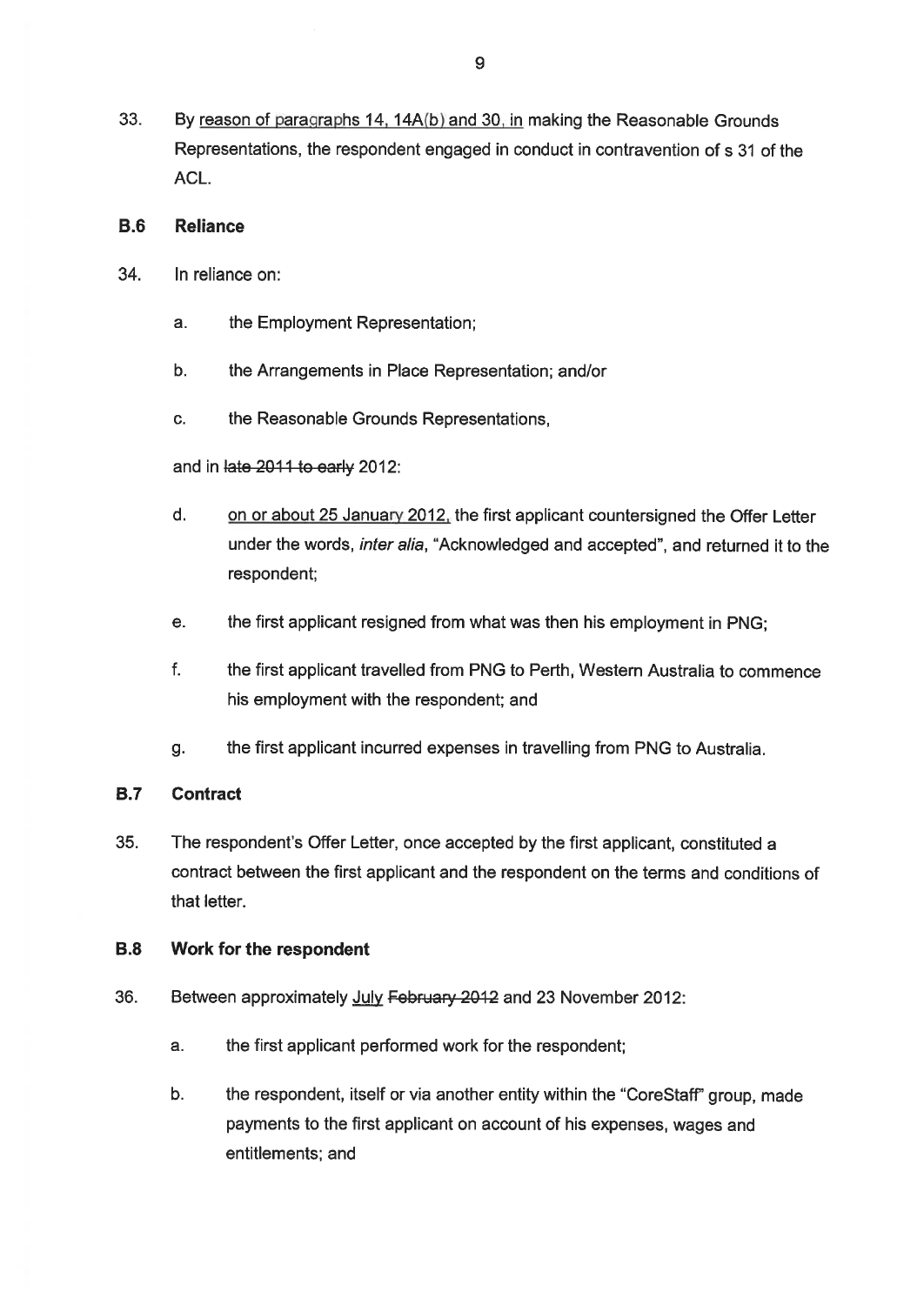33. By <u>reason of paragraphs 14, 14A(b) and 30, in</u> making the Reasonable Grounds Representations, the respondent engaged in conduct in contravention of s 31 of the ACL.

### B.6 Reliance

34. In reliance on:

    a. the Employment Representation;

    b. the Arrangements in Place Representation; and/or

    c. the Reasonable Grounds Representations,

    and in ~~late 2011 to early~~ 2012:

    d. <u>on or about 25 January 2012,</u> the first applicant countersigned the Offer Letter under the words, *inter alia*, "Acknowledged and accepted", and returned it to the respondent;

    e. the first applicant resigned from what was then his employment in PNG;

    f. the first applicant travelled from PNG to Perth, Western Australia to commence his employment with the respondent; and

    g. the first applicant incurred expenses in travelling from PNG to Australia.

### B.7 Contract

35. The respondent's Offer Letter, once accepted by the first applicant, constituted a contract between the first applicant and the respondent on the terms and conditions of that letter.

### B.8 Work for the respondent

36. Between approximately <u>July</u> ~~February 2012~~ and 23 November 2012:

    a. the first applicant performed work for the respondent;

    b. the respondent, itself or via another entity within the "CoreStaff" group, made payments to the first applicant on account of his expenses, wages and entitlements; and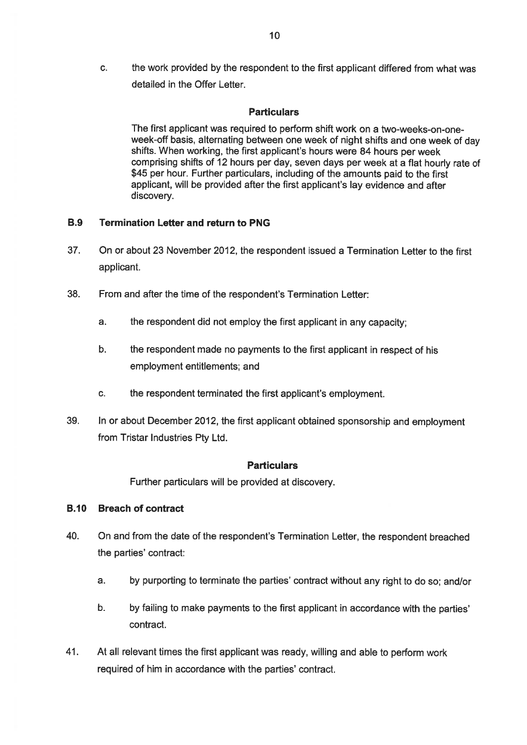c. the work provided by the respondent to the first applicant differed from what was detailed in the Offer Letter.

**Particulars**

The first applicant was required to perform shift work on a two-weeks-on-one-week-off basis, alternating between one week of night shifts and one week of day shifts. When working, the first applicant's hours were 84 hours per week comprising shifts of 12 hours per day, seven days per week at a flat hourly rate of $45 per hour. Further particulars, including of the amounts paid to the first applicant, will be provided after the first applicant's lay evidence and after discovery.

### B.9 Termination Letter and return to PNG

37. On or about 23 November 2012, the respondent issued a Termination Letter to the first applicant.

38. From and after the time of the respondent's Termination Letter:

    a. the respondent did not employ the first applicant in any capacity;

    b. the respondent made no payments to the first applicant in respect of his employment entitlements; and

    c. the respondent terminated the first applicant's employment.

39. In or about December 2012, the first applicant obtained sponsorship and employment from Tristar Industries Pty Ltd.

**Particulars**

Further particulars will be provided at discovery.

### B.10 Breach of contract

40. On and from the date of the respondent's Termination Letter, the respondent breached the parties' contract:

    a. by purporting to terminate the parties' contract without any right to do so; and/or

    b. by failing to make payments to the first applicant in accordance with the parties' contract.

41. At all relevant times the first applicant was ready, willing and able to perform work required of him in accordance with the parties' contract.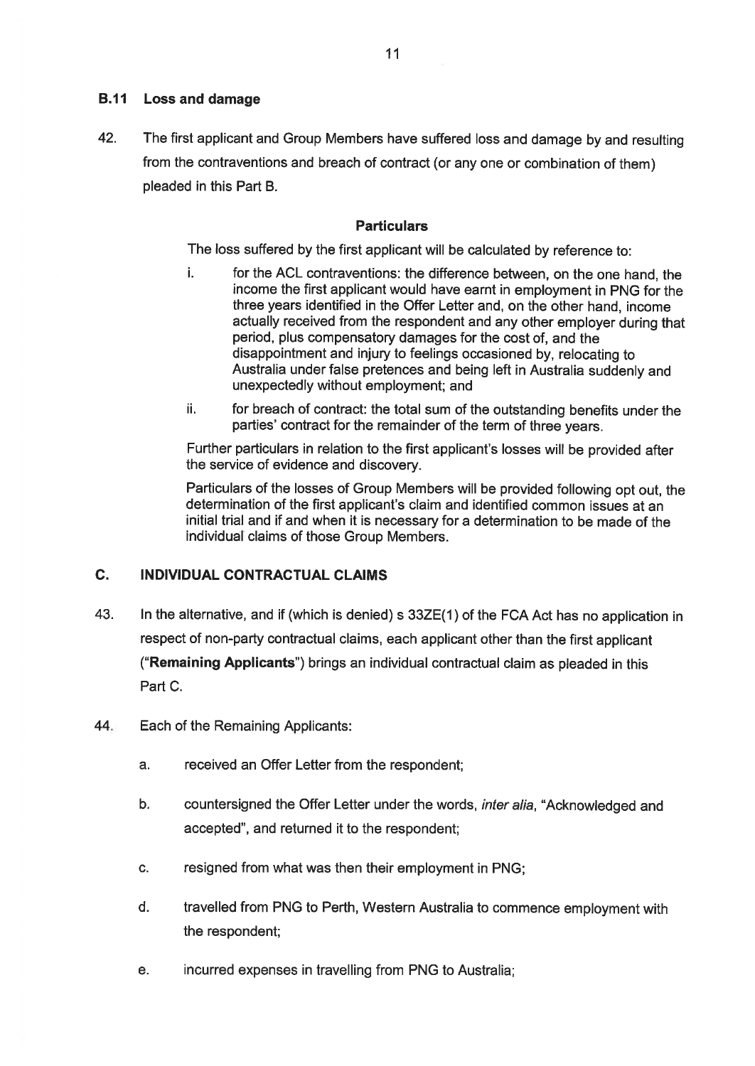### B.11 Loss and damage

42. The first applicant and Group Members have suffered loss and damage by and resulting from the contraventions and breach of contract (or any one or combination of them) pleaded in this Part B.

**Particulars**

The loss suffered by the first applicant will be calculated by reference to:

i. for the ACL contraventions: the difference between, on the one hand, the income the first applicant would have earnt in employment in PNG for the three years identified in the Offer Letter and, on the other hand, income actually received from the respondent and any other employer during that period, plus compensatory damages for the cost of, and the disappointment and injury to feelings occasioned by, relocating to Australia under false pretences and being left in Australia suddenly and unexpectedly without employment; and

ii. for breach of contract: the total sum of the outstanding benefits under the parties' contract for the remainder of the term of three years.

Further particulars in relation to the first applicant's losses will be provided after the service of evidence and discovery.

Particulars of the losses of Group Members will be provided following opt out, the determination of the first applicant's claim and identified common issues at an initial trial and if and when it is necessary for a determination to be made of the individual claims of those Group Members.

## C. INDIVIDUAL CONTRACTUAL CLAIMS

43. In the alternative, and if (which is denied) s 33ZE(1) of the FCA Act has no application in respect of non-party contractual claims, each applicant other than the first applicant ("**Remaining Applicants**") brings an individual contractual claim as pleaded in this Part C.

44. Each of the Remaining Applicants:

    a. received an Offer Letter from the respondent;

    b. countersigned the Offer Letter under the words, *inter alia*, "Acknowledged and accepted", and returned it to the respondent;

    c. resigned from what was then their employment in PNG;

    d. travelled from PNG to Perth, Western Australia to commence employment with the respondent;

    e. incurred expenses in travelling from PNG to Australia;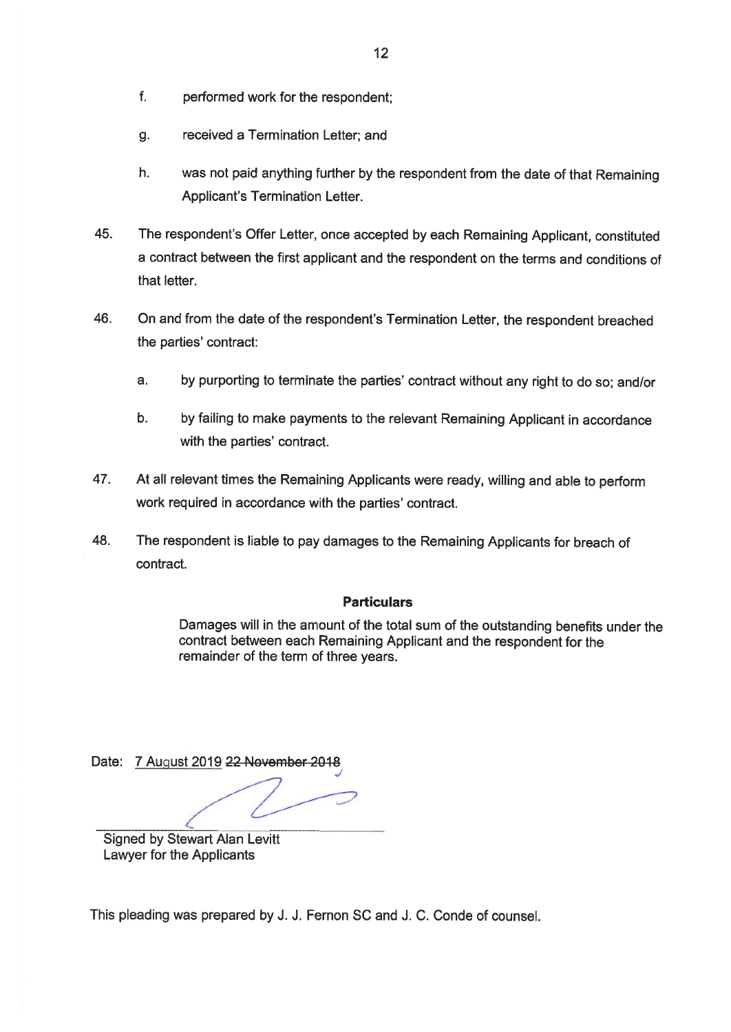f. performed work for the respondent;

g. received a Termination Letter; and

h. was not paid anything further by the respondent from the date of that Remaining Applicant's Termination Letter.

45. The respondent's Offer Letter, once accepted by each Remaining Applicant, constituted a contract between the first applicant and the respondent on the terms and conditions of that letter.

46. On and from the date of the respondent's Termination Letter, the respondent breached the parties' contract:

   a. by purporting to terminate the parties' contract without any right to do so; and/or

   b. by failing to make payments to the relevant Remaining Applicant in accordance with the parties' contract.

47. At all relevant times the Remaining Applicants were ready, willing and able to perform work required in accordance with the parties' contract.

48. The respondent is liable to pay damages to the Remaining Applicants for breach of contract.

**Particulars**

Damages will in the amount of the total sum of the outstanding benefits under the contract between each Remaining Applicant and the respondent for the remainder of the term of three years.

Date: 7 August 2019 ~~22 November 2018~~

Signed by Stewart Alan Levitt
Lawyer for the Applicants

This pleading was prepared by J. J. Fernon SC and J. C. Conde of counsel.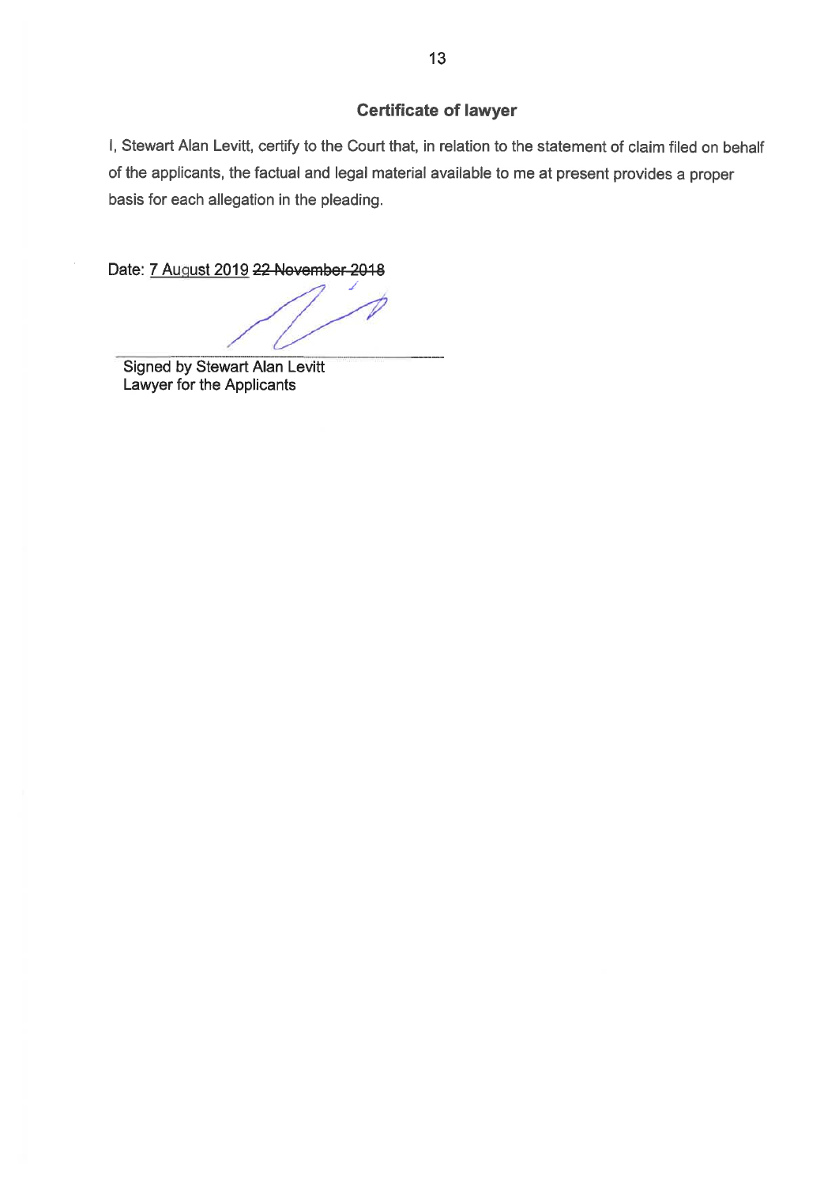## Certificate of lawyer

I, Stewart Alan Levitt, certify to the Court that, in relation to the statement of claim filed on behalf of the applicants, the factual and legal material available to me at present provides a proper basis for each allegation in the pleading.

Date: <u>7 August 2019</u> ~~22 November 2018~~

Signed by Stewart Alan Levitt
Lawyer for the Applicants